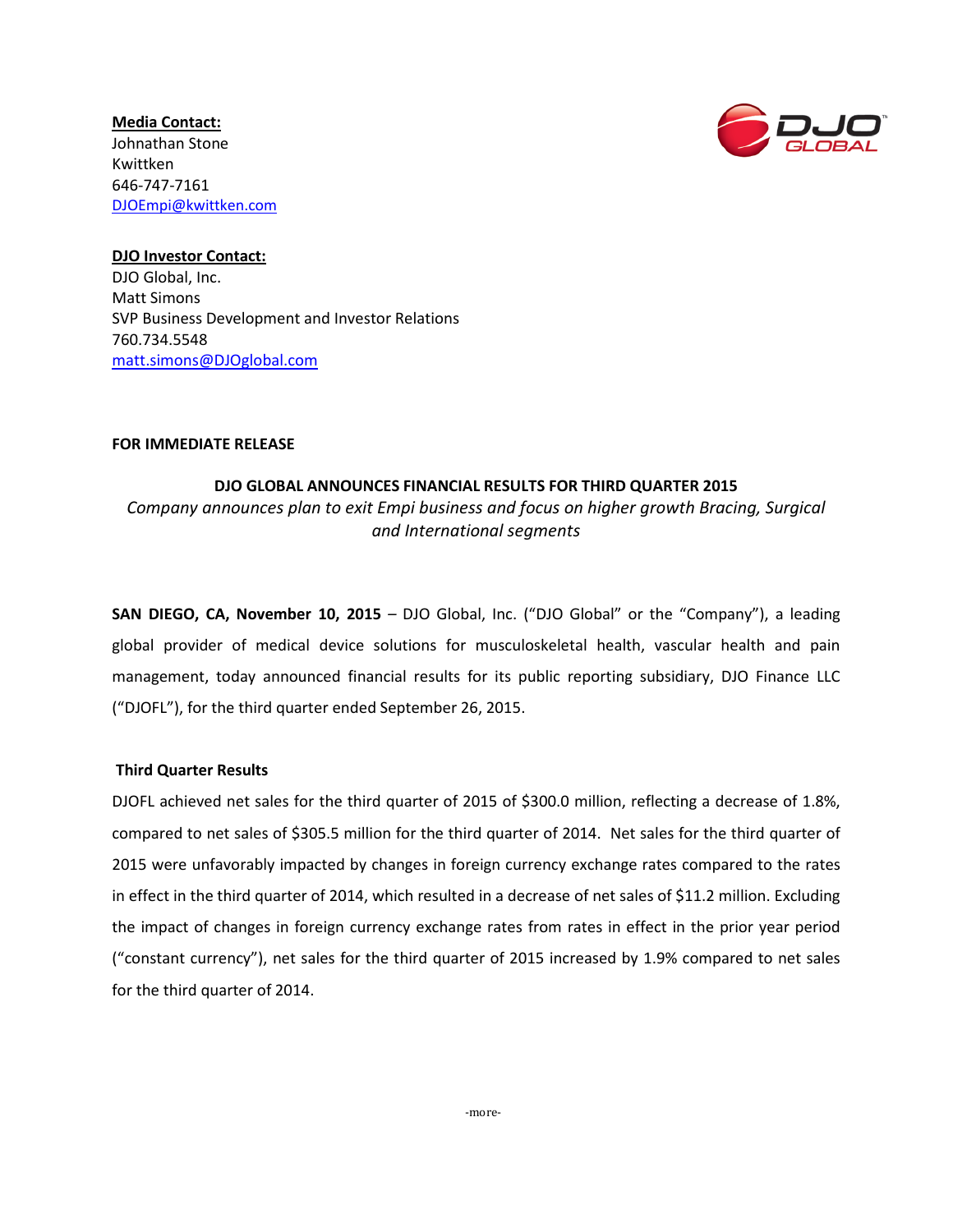**Media Contact:**
Johnathan Stone
Kwittken
646-747-7161
DJOEmpi@kwittken.com

**DJO Investor Contact:**
DJO Global, Inc.
Matt Simons
SVP Business Development and Investor Relations
760.734.5548
matt.simons@DJOglobal.com

**FOR IMMEDIATE RELEASE**

## DJO GLOBAL ANNOUNCES FINANCIAL RESULTS FOR THIRD QUARTER 2015

*Company announces plan to exit Empi business and focus on higher growth Bracing, Surgical and International segments*

**SAN DIEGO, CA, November 10, 2015** – DJO Global, Inc. ("DJO Global" or the "Company"), a leading global provider of medical device solutions for musculoskeletal health, vascular health and pain management, today announced financial results for its public reporting subsidiary, DJO Finance LLC ("DJOFL"), for the third quarter ended September 26, 2015.

### Third Quarter Results

DJOFL achieved net sales for the third quarter of 2015 of $300.0 million, reflecting a decrease of 1.8%, compared to net sales of $305.5 million for the third quarter of 2014. Net sales for the third quarter of 2015 were unfavorably impacted by changes in foreign currency exchange rates compared to the rates in effect in the third quarter of 2014, which resulted in a decrease of net sales of $11.2 million. Excluding the impact of changes in foreign currency exchange rates from rates in effect in the prior year period ("constant currency"), net sales for the third quarter of 2015 increased by 1.9% compared to net sales for the third quarter of 2014.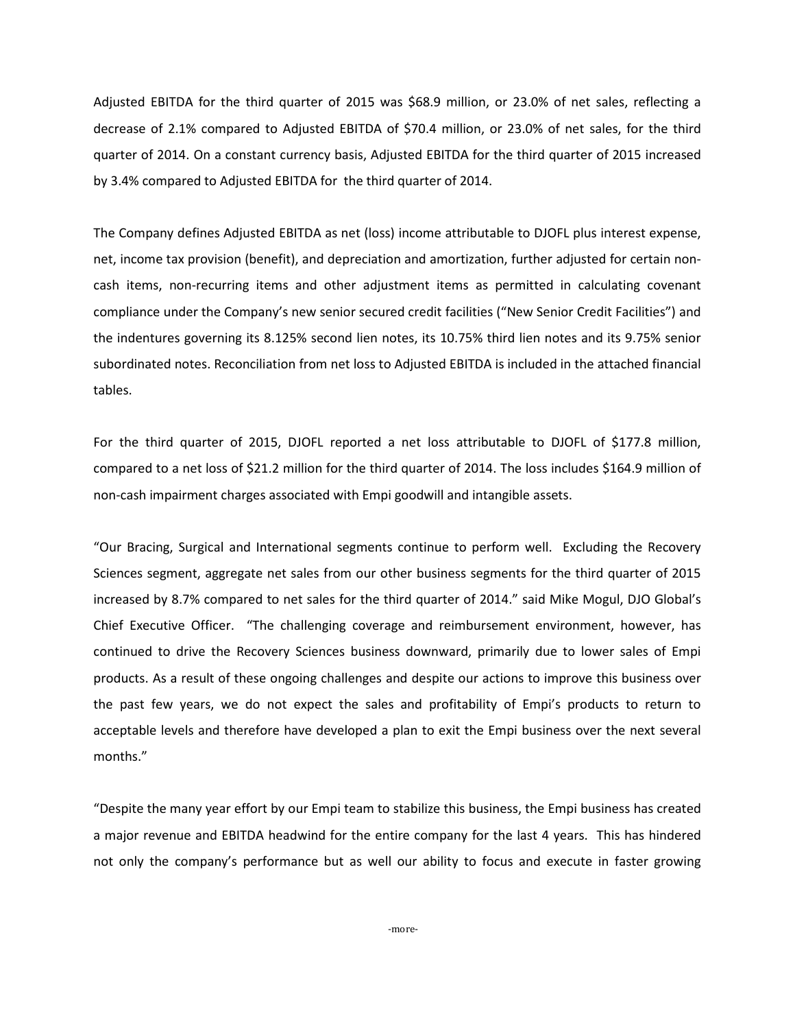Adjusted EBITDA for the third quarter of 2015 was $68.9 million, or 23.0% of net sales, reflecting a decrease of 2.1% compared to Adjusted EBITDA of $70.4 million, or 23.0% of net sales, for the third quarter of 2014. On a constant currency basis, Adjusted EBITDA for the third quarter of 2015 increased by 3.4% compared to Adjusted EBITDA for the third quarter of 2014.

The Company defines Adjusted EBITDA as net (loss) income attributable to DJOFL plus interest expense, net, income tax provision (benefit), and depreciation and amortization, further adjusted for certain non-cash items, non-recurring items and other adjustment items as permitted in calculating covenant compliance under the Company's new senior secured credit facilities ("New Senior Credit Facilities") and the indentures governing its 8.125% second lien notes, its 10.75% third lien notes and its 9.75% senior subordinated notes. Reconciliation from net loss to Adjusted EBITDA is included in the attached financial tables.

For the third quarter of 2015, DJOFL reported a net loss attributable to DJOFL of $177.8 million, compared to a net loss of $21.2 million for the third quarter of 2014. The loss includes $164.9 million of non-cash impairment charges associated with Empi goodwill and intangible assets.

"Our Bracing, Surgical and International segments continue to perform well. Excluding the Recovery Sciences segment, aggregate net sales from our other business segments for the third quarter of 2015 increased by 8.7% compared to net sales for the third quarter of 2014." said Mike Mogul, DJO Global's Chief Executive Officer. "The challenging coverage and reimbursement environment, however, has continued to drive the Recovery Sciences business downward, primarily due to lower sales of Empi products. As a result of these ongoing challenges and despite our actions to improve this business over the past few years, we do not expect the sales and profitability of Empi's products to return to acceptable levels and therefore have developed a plan to exit the Empi business over the next several months."

"Despite the many year effort by our Empi team to stabilize this business, the Empi business has created a major revenue and EBITDA headwind for the entire company for the last 4 years. This has hindered not only the company's performance but as well our ability to focus and execute in faster growing

-more-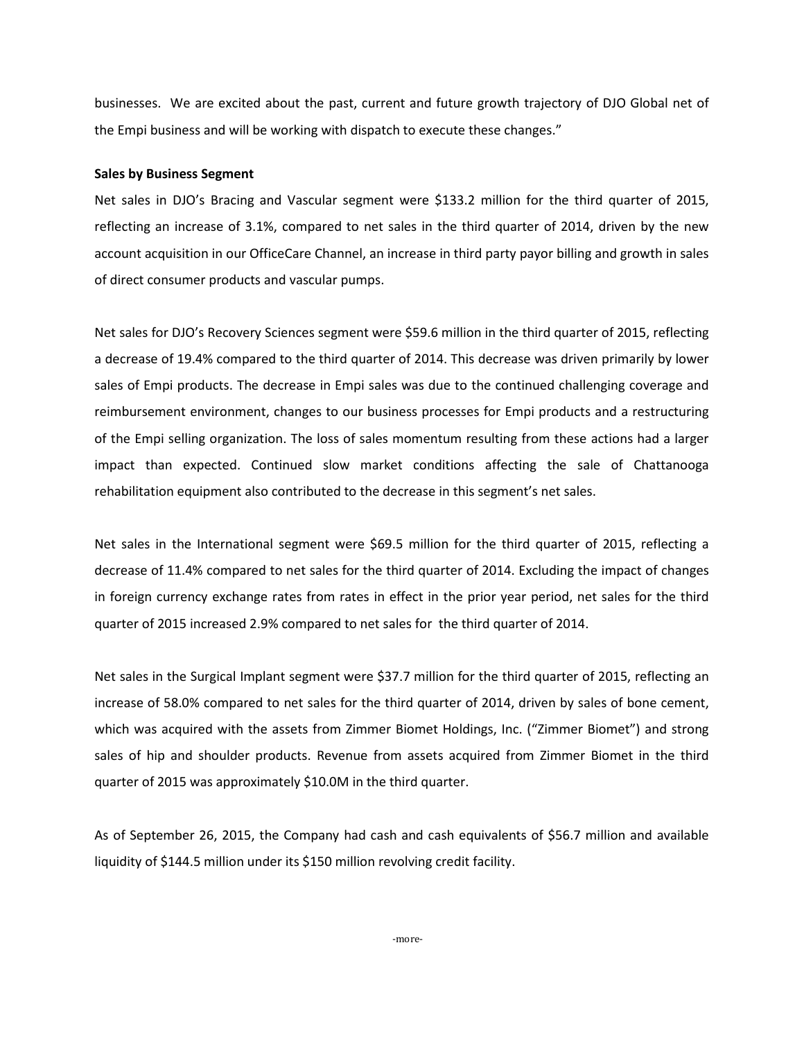businesses. We are excited about the past, current and future growth trajectory of DJO Global net of the Empi business and will be working with dispatch to execute these changes."

**Sales by Business Segment**

Net sales in DJO's Bracing and Vascular segment were $133.2 million for the third quarter of 2015, reflecting an increase of 3.1%, compared to net sales in the third quarter of 2014, driven by the new account acquisition in our OfficeCare Channel, an increase in third party payor billing and growth in sales of direct consumer products and vascular pumps.

Net sales for DJO's Recovery Sciences segment were $59.6 million in the third quarter of 2015, reflecting a decrease of 19.4% compared to the third quarter of 2014. This decrease was driven primarily by lower sales of Empi products. The decrease in Empi sales was due to the continued challenging coverage and reimbursement environment, changes to our business processes for Empi products and a restructuring of the Empi selling organization. The loss of sales momentum resulting from these actions had a larger impact than expected. Continued slow market conditions affecting the sale of Chattanooga rehabilitation equipment also contributed to the decrease in this segment's net sales.

Net sales in the International segment were $69.5 million for the third quarter of 2015, reflecting a decrease of 11.4% compared to net sales for the third quarter of 2014. Excluding the impact of changes in foreign currency exchange rates from rates in effect in the prior year period, net sales for the third quarter of 2015 increased 2.9% compared to net sales for the third quarter of 2014.

Net sales in the Surgical Implant segment were $37.7 million for the third quarter of 2015, reflecting an increase of 58.0% compared to net sales for the third quarter of 2014, driven by sales of bone cement, which was acquired with the assets from Zimmer Biomet Holdings, Inc. ("Zimmer Biomet") and strong sales of hip and shoulder products. Revenue from assets acquired from Zimmer Biomet in the third quarter of 2015 was approximately $10.0M in the third quarter.

As of September 26, 2015, the Company had cash and cash equivalents of $56.7 million and available liquidity of $144.5 million under its $150 million revolving credit facility.

-more-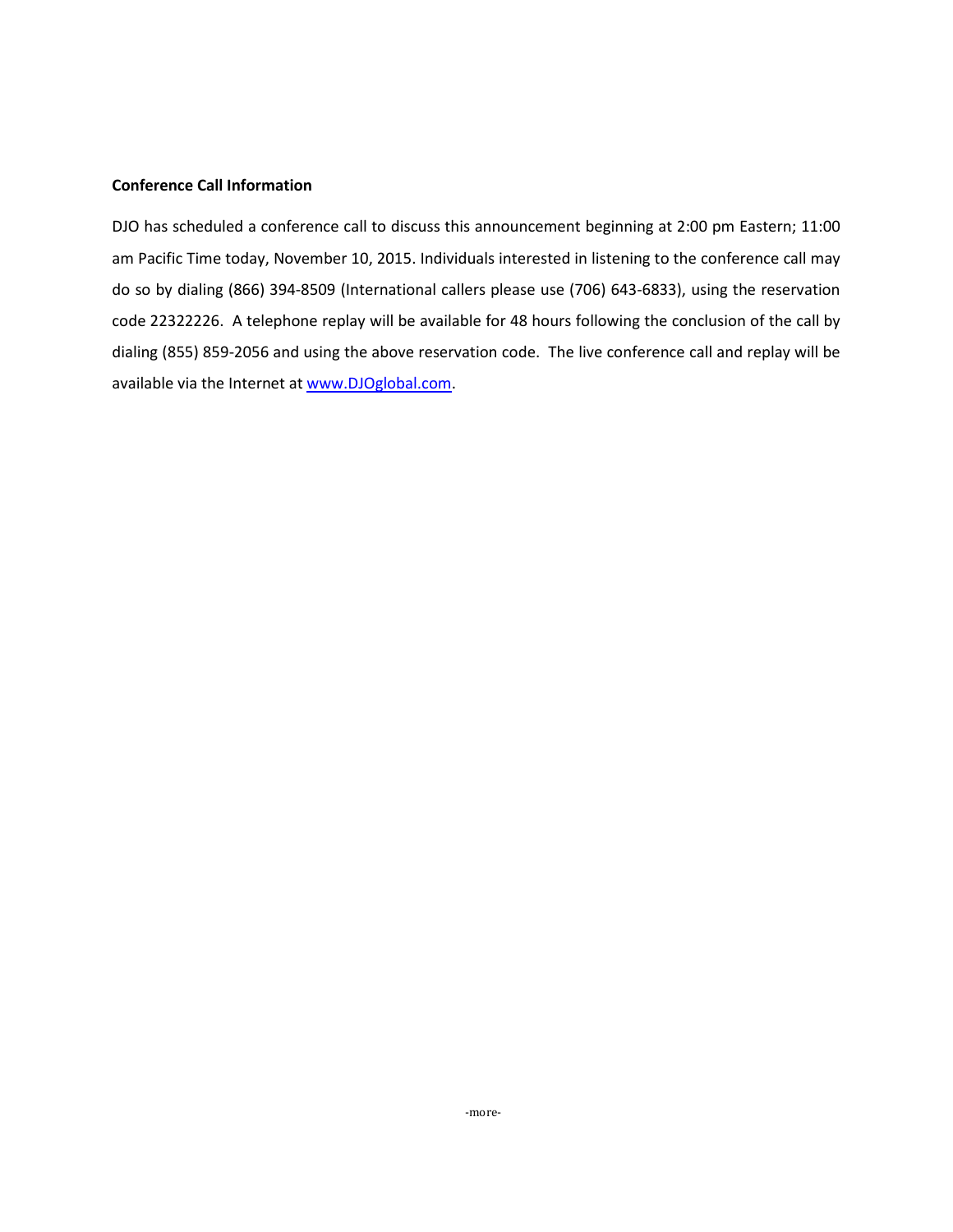**Conference Call Information**

DJO has scheduled a conference call to discuss this announcement beginning at 2:00 pm Eastern; 11:00 am Pacific Time today, November 10, 2015. Individuals interested in listening to the conference call may do so by dialing (866) 394-8509 (International callers please use (706) 643-6833), using the reservation code 22322226. A telephone replay will be available for 48 hours following the conclusion of the call by dialing (855) 859-2056 and using the above reservation code. The live conference call and replay will be available via the Internet at [www.DJOglobal.com](http://www.DJOglobal.com).

-more-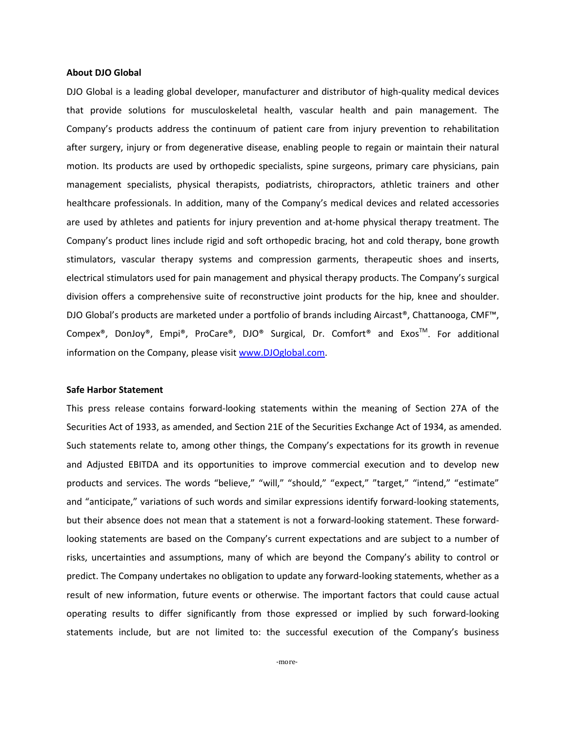**About DJO Global**

DJO Global is a leading global developer, manufacturer and distributor of high-quality medical devices that provide solutions for musculoskeletal health, vascular health and pain management. The Company's products address the continuum of patient care from injury prevention to rehabilitation after surgery, injury or from degenerative disease, enabling people to regain or maintain their natural motion. Its products are used by orthopedic specialists, spine surgeons, primary care physicians, pain management specialists, physical therapists, podiatrists, chiropractors, athletic trainers and other healthcare professionals. In addition, many of the Company's medical devices and related accessories are used by athletes and patients for injury prevention and at-home physical therapy treatment. The Company's product lines include rigid and soft orthopedic bracing, hot and cold therapy, bone growth stimulators, vascular therapy systems and compression garments, therapeutic shoes and inserts, electrical stimulators used for pain management and physical therapy products. The Company's surgical division offers a comprehensive suite of reconstructive joint products for the hip, knee and shoulder. DJO Global's products are marketed under a portfolio of brands including Aircast®, Chattanooga, CMF™, Compex®, DonJoy®, Empi®, ProCare®, DJO® Surgical, Dr. Comfort® and Exos™. For additional information on the Company, please visit www.DJOglobal.com.

**Safe Harbor Statement**

This press release contains forward-looking statements within the meaning of Section 27A of the Securities Act of 1933, as amended, and Section 21E of the Securities Exchange Act of 1934, as amended. Such statements relate to, among other things, the Company's expectations for its growth in revenue and Adjusted EBITDA and its opportunities to improve commercial execution and to develop new products and services. The words "believe," "will," "should," "expect," "target," "intend," "estimate" and "anticipate," variations of such words and similar expressions identify forward-looking statements, but their absence does not mean that a statement is not a forward-looking statement. These forward-looking statements are based on the Company's current expectations and are subject to a number of risks, uncertainties and assumptions, many of which are beyond the Company's ability to control or predict. The Company undertakes no obligation to update any forward-looking statements, whether as a result of new information, future events or otherwise. The important factors that could cause actual operating results to differ significantly from those expressed or implied by such forward-looking statements include, but are not limited to: the successful execution of the Company's business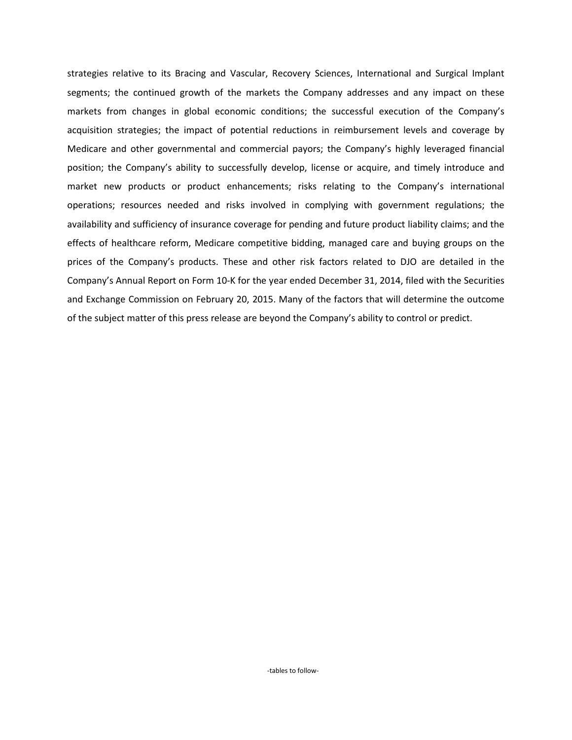strategies relative to its Bracing and Vascular, Recovery Sciences, International and Surgical Implant segments; the continued growth of the markets the Company addresses and any impact on these markets from changes in global economic conditions; the successful execution of the Company's acquisition strategies; the impact of potential reductions in reimbursement levels and coverage by Medicare and other governmental and commercial payors; the Company's highly leveraged financial position; the Company's ability to successfully develop, license or acquire, and timely introduce and market new products or product enhancements; risks relating to the Company's international operations; resources needed and risks involved in complying with government regulations; the availability and sufficiency of insurance coverage for pending and future product liability claims; and the effects of healthcare reform, Medicare competitive bidding, managed care and buying groups on the prices of the Company's products. These and other risk factors related to DJO are detailed in the Company's Annual Report on Form 10-K for the year ended December 31, 2014, filed with the Securities and Exchange Commission on February 20, 2015. Many of the factors that will determine the outcome of the subject matter of this press release are beyond the Company's ability to control or predict.

-tables to follow-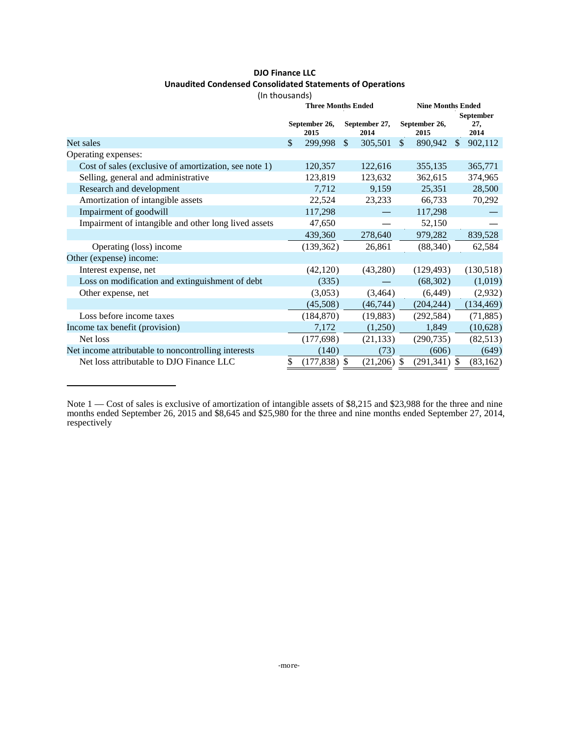**DJO Finance LLC**

**Unaudited Condensed Consolidated Statements of Operations**

(In thousands)

| | Three Months Ended | | Nine Months Ended | |
|---|---|---|---|---|
| | September 26, 2015 | September 27, 2014 | September 26, 2015 | September 27, 2014 |
| Net sales | $ 299,998 | $ 305,501 | $ 890,942 | $ 902,112 |
| Operating expenses: | | | | |
| Cost of sales (exclusive of amortization, see note 1) | 120,357 | 122,616 | 355,135 | 365,771 |
| Selling, general and administrative | 123,819 | 123,632 | 362,615 | 374,965 |
| Research and development | 7,712 | 9,159 | 25,351 | 28,500 |
| Amortization of intangible assets | 22,524 | 23,233 | 66,733 | 70,292 |
| Impairment of goodwill | 117,298 | — | 117,298 | — |
| Impairment of intangible and other long lived assets | 47,650 | — | 52,150 | — |
| | 439,360 | 278,640 | 979,282 | 839,528 |
| Operating (loss) income | (139,362) | 26,861 | (88,340) | 62,584 |
| Other (expense) income: | | | | |
| Interest expense, net | (42,120) | (43,280) | (129,493) | (130,518) |
| Loss on modification and extinguishment of debt | (335) | — | (68,302) | (1,019) |
| Other expense, net | (3,053) | (3,464) | (6,449) | (2,932) |
| | (45,508) | (46,744) | (204,244) | (134,469) |
| Loss before income taxes | (184,870) | (19,883) | (292,584) | (71,885) |
| Income tax benefit (provision) | 7,172 | (1,250) | 1,849 | (10,628) |
| Net loss | (177,698) | (21,133) | (290,735) | (82,513) |
| Net income attributable to noncontrolling interests | (140) | (73) | (606) | (649) |
| Net loss attributable to DJO Finance LLC | $ (177,838) | $ (21,206) | $ (291,341) | $ (83,162) |

Note 1 — Cost of sales is exclusive of amortization of intangible assets of $8,215 and $23,988 for the three and nine months ended September 26, 2015 and $8,645 and $25,980 for the three and nine months ended September 27, 2014, respectively

-more-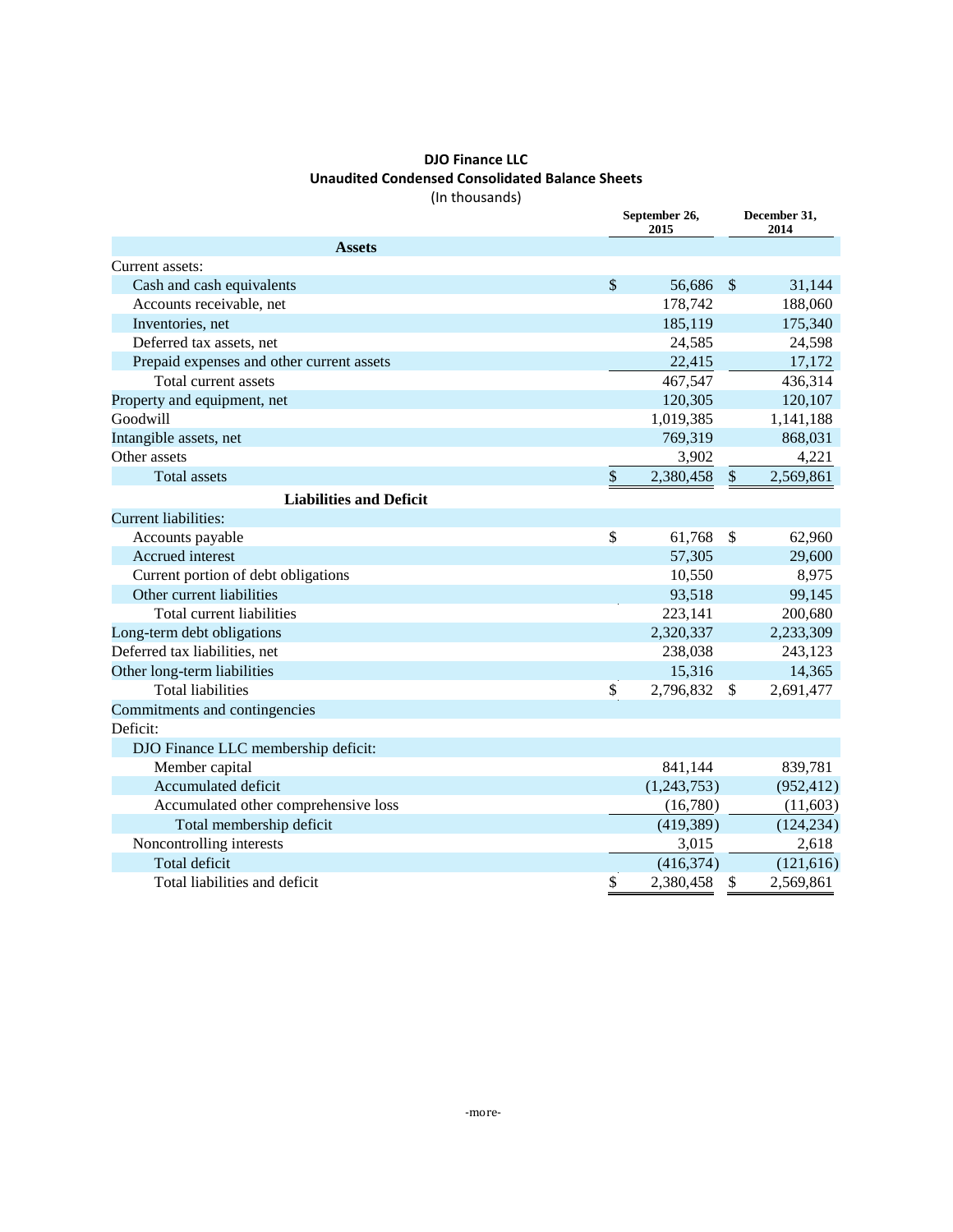# DJO Finance LLC

## Unaudited Condensed Consolidated Balance Sheets

(In thousands)

| | September 26, 2015 | December 31, 2014 |
|---|---|---|
| **Assets** | | |
| Current assets: | | |
| Cash and cash equivalents | $ 56,686 | $ 31,144 |
| Accounts receivable, net | 178,742 | 188,060 |
| Inventories, net | 185,119 | 175,340 |
| Deferred tax assets, net | 24,585 | 24,598 |
| Prepaid expenses and other current assets | 22,415 | 17,172 |
| Total current assets | 467,547 | 436,314 |
| Property and equipment, net | 120,305 | 120,107 |
| Goodwill | 1,019,385 | 1,141,188 |
| Intangible assets, net | 769,319 | 868,031 |
| Other assets | 3,902 | 4,221 |
| Total assets | $ 2,380,458 | $ 2,569,861 |
| **Liabilities and Deficit** | | |
| Current liabilities: | | |
| Accounts payable | $ 61,768 | $ 62,960 |
| Accrued interest | 57,305 | 29,600 |
| Current portion of debt obligations | 10,550 | 8,975 |
| Other current liabilities | 93,518 | 99,145 |
| Total current liabilities | 223,141 | 200,680 |
| Long-term debt obligations | 2,320,337 | 2,233,309 |
| Deferred tax liabilities, net | 238,038 | 243,123 |
| Other long-term liabilities | 15,316 | 14,365 |
| Total liabilities | $ 2,796,832 | $ 2,691,477 |
| Commitments and contingencies | | |
| Deficit: | | |
| DJO Finance LLC membership deficit: | | |
| Member capital | 841,144 | 839,781 |
| Accumulated deficit | (1,243,753) | (952,412) |
| Accumulated other comprehensive loss | (16,780) | (11,603) |
| Total membership deficit | (419,389) | (124,234) |
| Noncontrolling interests | 3,015 | 2,618 |
| Total deficit | (416,374) | (121,616) |
| Total liabilities and deficit | $ 2,380,458 | $ 2,569,861 |

-more-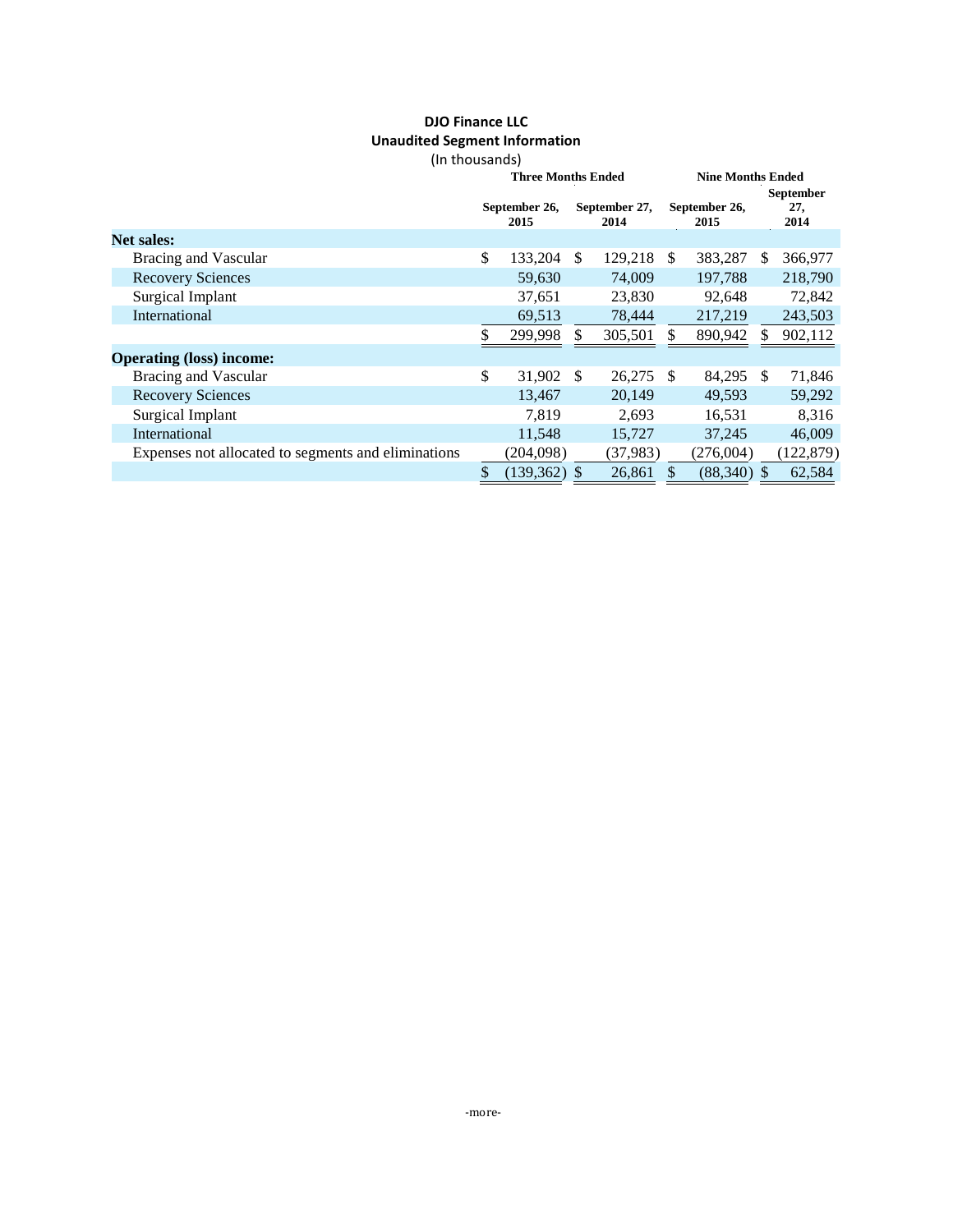**DJO Finance LLC**
**Unaudited Segment Information**
(In thousands)

| | Three Months Ended | | Nine Months Ended | |
|---|---|---|---|---|
| | September 26, 2015 | September 27, 2014 | September 26, 2015 | September 27, 2014 |
| **Net sales:** | | | | |
| Bracing and Vascular | $ 133,204 | $ 129,218 | $ 383,287 | $ 366,977 |
| Recovery Sciences | 59,630 | 74,009 | 197,788 | 218,790 |
| Surgical Implant | 37,651 | 23,830 | 92,648 | 72,842 |
| International | 69,513 | 78,444 | 217,219 | 243,503 |
| | $ 299,998 | $ 305,501 | $ 890,942 | $ 902,112 |
| **Operating (loss) income:** | | | | |
| Bracing and Vascular | $ 31,902 | $ 26,275 | $ 84,295 | $ 71,846 |
| Recovery Sciences | 13,467 | 20,149 | 49,593 | 59,292 |
| Surgical Implant | 7,819 | 2,693 | 16,531 | 8,316 |
| International | 11,548 | 15,727 | 37,245 | 46,009 |
| Expenses not allocated to segments and eliminations | (204,098) | (37,983) | (276,004) | (122,879) |
| | $ (139,362) | $ 26,861 | $ (88,340) | $ 62,584 |

-more-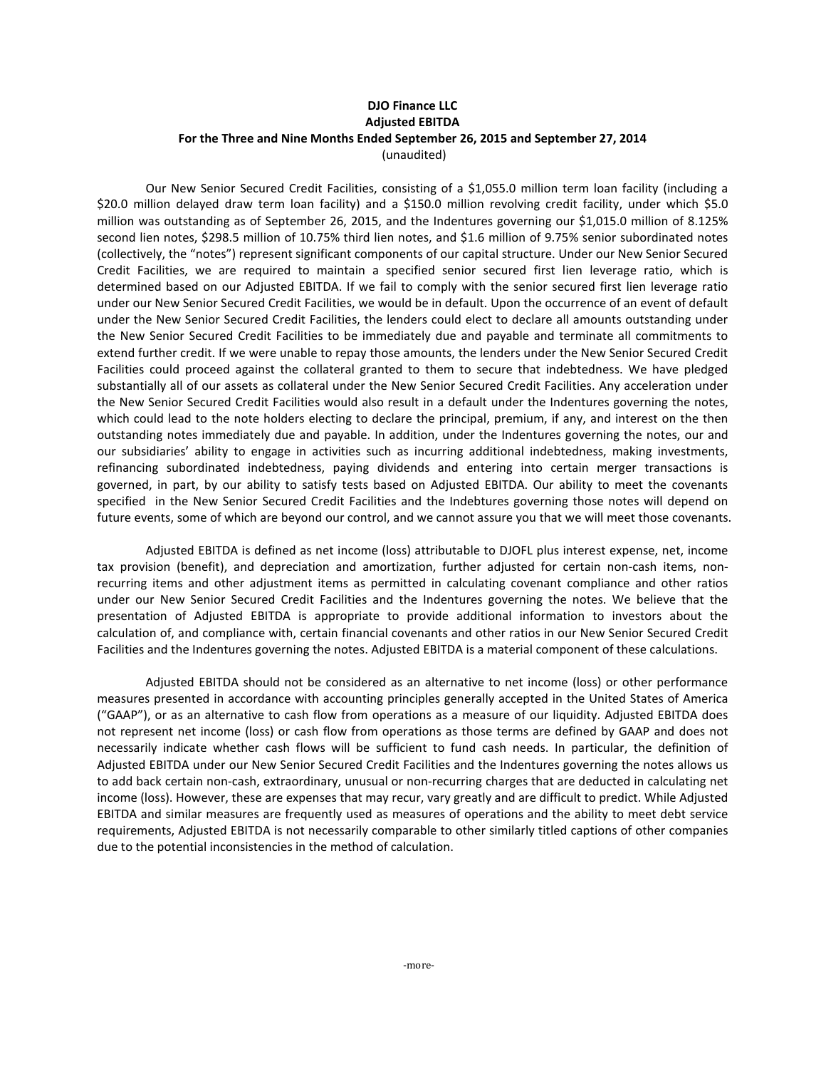**DJO Finance LLC**
**Adjusted EBITDA**
**For the Three and Nine Months Ended September 26, 2015 and September 27, 2014**
(unaudited)

Our New Senior Secured Credit Facilities, consisting of a $1,055.0 million term loan facility (including a $20.0 million delayed draw term loan facility) and a $150.0 million revolving credit facility, under which $5.0 million was outstanding as of September 26, 2015, and the Indentures governing our $1,015.0 million of 8.125% second lien notes, $298.5 million of 10.75% third lien notes, and $1.6 million of 9.75% senior subordinated notes (collectively, the "notes") represent significant components of our capital structure. Under our New Senior Secured Credit Facilities, we are required to maintain a specified senior secured first lien leverage ratio, which is determined based on our Adjusted EBITDA. If we fail to comply with the senior secured first lien leverage ratio under our New Senior Secured Credit Facilities, we would be in default. Upon the occurrence of an event of default under the New Senior Secured Credit Facilities, the lenders could elect to declare all amounts outstanding under the New Senior Secured Credit Facilities to be immediately due and payable and terminate all commitments to extend further credit. If we were unable to repay those amounts, the lenders under the New Senior Secured Credit Facilities could proceed against the collateral granted to them to secure that indebtedness. We have pledged substantially all of our assets as collateral under the New Senior Secured Credit Facilities. Any acceleration under the New Senior Secured Credit Facilities would also result in a default under the Indentures governing the notes, which could lead to the note holders electing to declare the principal, premium, if any, and interest on the then outstanding notes immediately due and payable. In addition, under the Indentures governing the notes, our and our subsidiaries' ability to engage in activities such as incurring additional indebtedness, making investments, refinancing subordinated indebtedness, paying dividends and entering into certain merger transactions is governed, in part, by our ability to satisfy tests based on Adjusted EBITDA. Our ability to meet the covenants specified in the New Senior Secured Credit Facilities and the Indebtures governing those notes will depend on future events, some of which are beyond our control, and we cannot assure you that we will meet those covenants.

Adjusted EBITDA is defined as net income (loss) attributable to DJOFL plus interest expense, net, income tax provision (benefit), and depreciation and amortization, further adjusted for certain non-cash items, non-recurring items and other adjustment items as permitted in calculating covenant compliance and other ratios under our New Senior Secured Credit Facilities and the Indentures governing the notes. We believe that the presentation of Adjusted EBITDA is appropriate to provide additional information to investors about the calculation of, and compliance with, certain financial covenants and other ratios in our New Senior Secured Credit Facilities and the Indentures governing the notes. Adjusted EBITDA is a material component of these calculations.

Adjusted EBITDA should not be considered as an alternative to net income (loss) or other performance measures presented in accordance with accounting principles generally accepted in the United States of America ("GAAP"), or as an alternative to cash flow from operations as a measure of our liquidity. Adjusted EBITDA does not represent net income (loss) or cash flow from operations as those terms are defined by GAAP and does not necessarily indicate whether cash flows will be sufficient to fund cash needs. In particular, the definition of Adjusted EBITDA under our New Senior Secured Credit Facilities and the Indentures governing the notes allows us to add back certain non-cash, extraordinary, unusual or non-recurring charges that are deducted in calculating net income (loss). However, these are expenses that may recur, vary greatly and are difficult to predict. While Adjusted EBITDA and similar measures are frequently used as measures of operations and the ability to meet debt service requirements, Adjusted EBITDA is not necessarily comparable to other similarly titled captions of other companies due to the potential inconsistencies in the method of calculation.

-more-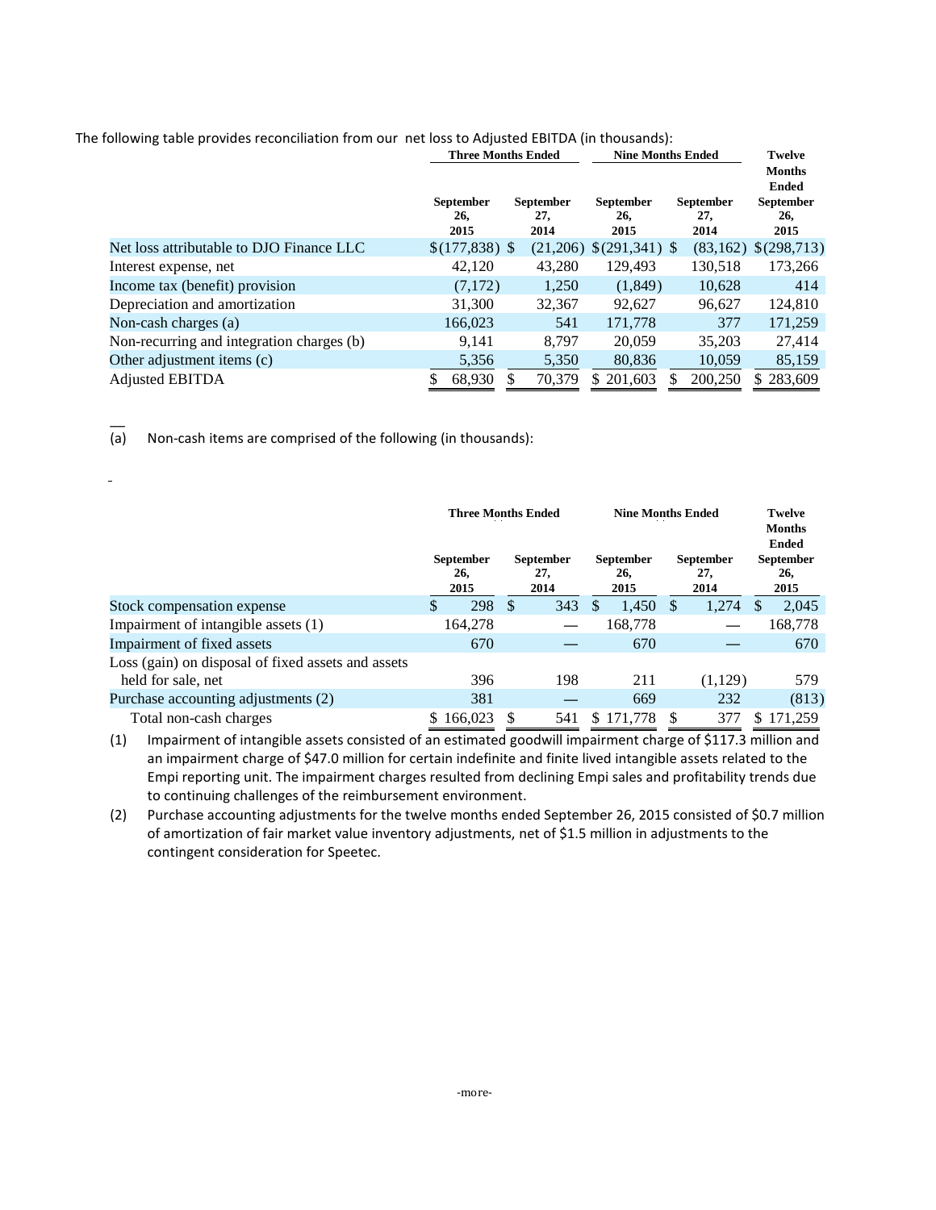The following table provides reconciliation from our net loss to Adjusted EBITDA (in thousands):

| | Three Months Ended | | Nine Months Ended | | Twelve Months Ended |
|---|---|---|---|---|---|
| | September 26, 2015 | September 27, 2014 | September 26, 2015 | September 27, 2014 | September 26, 2015 |
| Net loss attributable to DJO Finance LLC | $(177,838) | $ (21,206) | $(291,341) | $ (83,162) | $(298,713) |
| Interest expense, net | 42,120 | 43,280 | 129,493 | 130,518 | 173,266 |
| Income tax (benefit) provision | (7,172) | 1,250 | (1,849) | 10,628 | 414 |
| Depreciation and amortization | 31,300 | 32,367 | 92,627 | 96,627 | 124,810 |
| Non-cash charges (a) | 166,023 | 541 | 171,778 | 377 | 171,259 |
| Non-recurring and integration charges (b) | 9,141 | 8,797 | 20,059 | 35,203 | 27,414 |
| Other adjustment items (c) | 5,356 | 5,350 | 80,836 | 10,059 | 85,159 |
| Adjusted EBITDA | $ 68,930 | $ 70,379 | $ 201,603 | $ 200,250 | $ 283,609 |

(a) Non-cash items are comprised of the following (in thousands):

| | Three Months Ended | | Nine Months Ended | | Twelve Months Ended |
|---|---|---|---|---|---|
| | September 26, 2015 | September 27, 2014 | September 26, 2015 | September 27, 2014 | September 26, 2015 |
| Stock compensation expense | $ 298 | $ 343 | $ 1,450 | $ 1,274 | $ 2,045 |
| Impairment of intangible assets (1) | 164,278 | — | 168,778 | — | 168,778 |
| Impairment of fixed assets | 670 | — | 670 | — | 670 |
| Loss (gain) on disposal of fixed assets and assets held for sale, net | 396 | 198 | 211 | (1,129) | 579 |
| Purchase accounting adjustments (2) | 381 | — | 669 | 232 | (813) |
| Total non-cash charges | $ 166,023 | $ 541 | $ 171,778 | $ 377 | $ 171,259 |

(1) Impairment of intangible assets consisted of an estimated goodwill impairment charge of $117.3 million and an impairment charge of $47.0 million for certain indefinite and finite lived intangible assets related to the Empi reporting unit. The impairment charges resulted from declining Empi sales and profitability trends due to continuing challenges of the reimbursement environment.

(2) Purchase accounting adjustments for the twelve months ended September 26, 2015 consisted of $0.7 million of amortization of fair market value inventory adjustments, net of $1.5 million in adjustments to the contingent consideration for Speetec.

-more-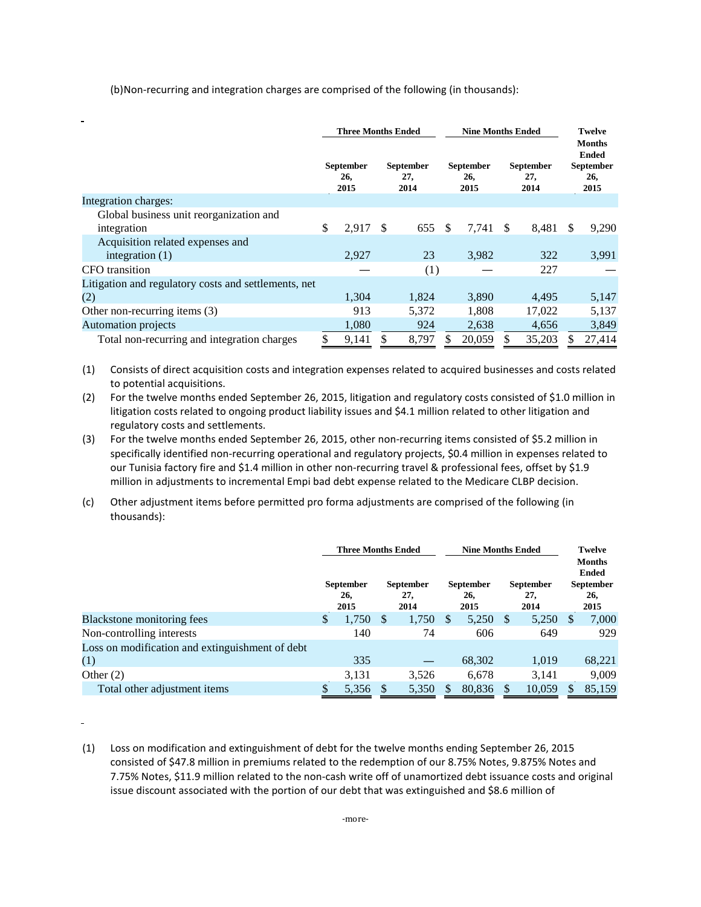(b)Non-recurring and integration charges are comprised of the following (in thousands):

| | Three Months Ended | | Nine Months Ended | | Twelve Months Ended |
|---|---|---|---|---|---|
| | September 26, 2015 | September 27, 2014 | September 26, 2015 | September 27, 2014 | September 26, 2015 |
| Integration charges: | | | | | |
| Global business unit reorganization and integration | $ 2,917 | $ 655 | $ 7,741 | $ 8,481 | $ 9,290 |
| Acquisition related expenses and integration (1) | 2,927 | 23 | 3,982 | 322 | 3,991 |
| CFO transition | — | (1) | — | 227 | — |
| Litigation and regulatory costs and settlements, net (2) | 1,304 | 1,824 | 3,890 | 4,495 | 5,147 |
| Other non-recurring items (3) | 913 | 5,372 | 1,808 | 17,022 | 5,137 |
| Automation projects | 1,080 | 924 | 2,638 | 4,656 | 3,849 |
| Total non-recurring and integration charges | $ 9,141 | $ 8,797 | $ 20,059 | $ 35,203 | $ 27,414 |

(1) Consists of direct acquisition costs and integration expenses related to acquired businesses and costs related to potential acquisitions.

(2) For the twelve months ended September 26, 2015, litigation and regulatory costs consisted of $1.0 million in litigation costs related to ongoing product liability issues and $4.1 million related to other litigation and regulatory costs and settlements.

(3) For the twelve months ended September 26, 2015, other non-recurring items consisted of $5.2 million in specifically identified non-recurring operational and regulatory projects, $0.4 million in expenses related to our Tunisia factory fire and $1.4 million in other non-recurring travel & professional fees, offset by $1.9 million in adjustments to incremental Empi bad debt expense related to the Medicare CLBP decision.

(c) Other adjustment items before permitted pro forma adjustments are comprised of the following (in thousands):

| | Three Months Ended | | Nine Months Ended | | Twelve Months Ended |
|---|---|---|---|---|---|
| | September 26, 2015 | September 27, 2014 | September 26, 2015 | September 27, 2014 | September 26, 2015 |
| Blackstone monitoring fees | $ 1,750 | $ 1,750 | $ 5,250 | $ 5,250 | $ 7,000 |
| Non-controlling interests | 140 | 74 | 606 | 649 | 929 |
| Loss on modification and extinguishment of debt (1) | 335 | — | 68,302 | 1,019 | 68,221 |
| Other (2) | 3,131 | 3,526 | 6,678 | 3,141 | 9,009 |
| Total other adjustment items | $ 5,356 | $ 5,350 | $ 80,836 | $ 10,059 | $ 85,159 |

(1) Loss on modification and extinguishment of debt for the twelve months ending September 26, 2015 consisted of $47.8 million in premiums related to the redemption of our 8.75% Notes, 9.875% Notes and 7.75% Notes, $11.9 million related to the non-cash write off of unamortized debt issuance costs and original issue discount associated with the portion of our debt that was extinguished and $8.6 million of

-more-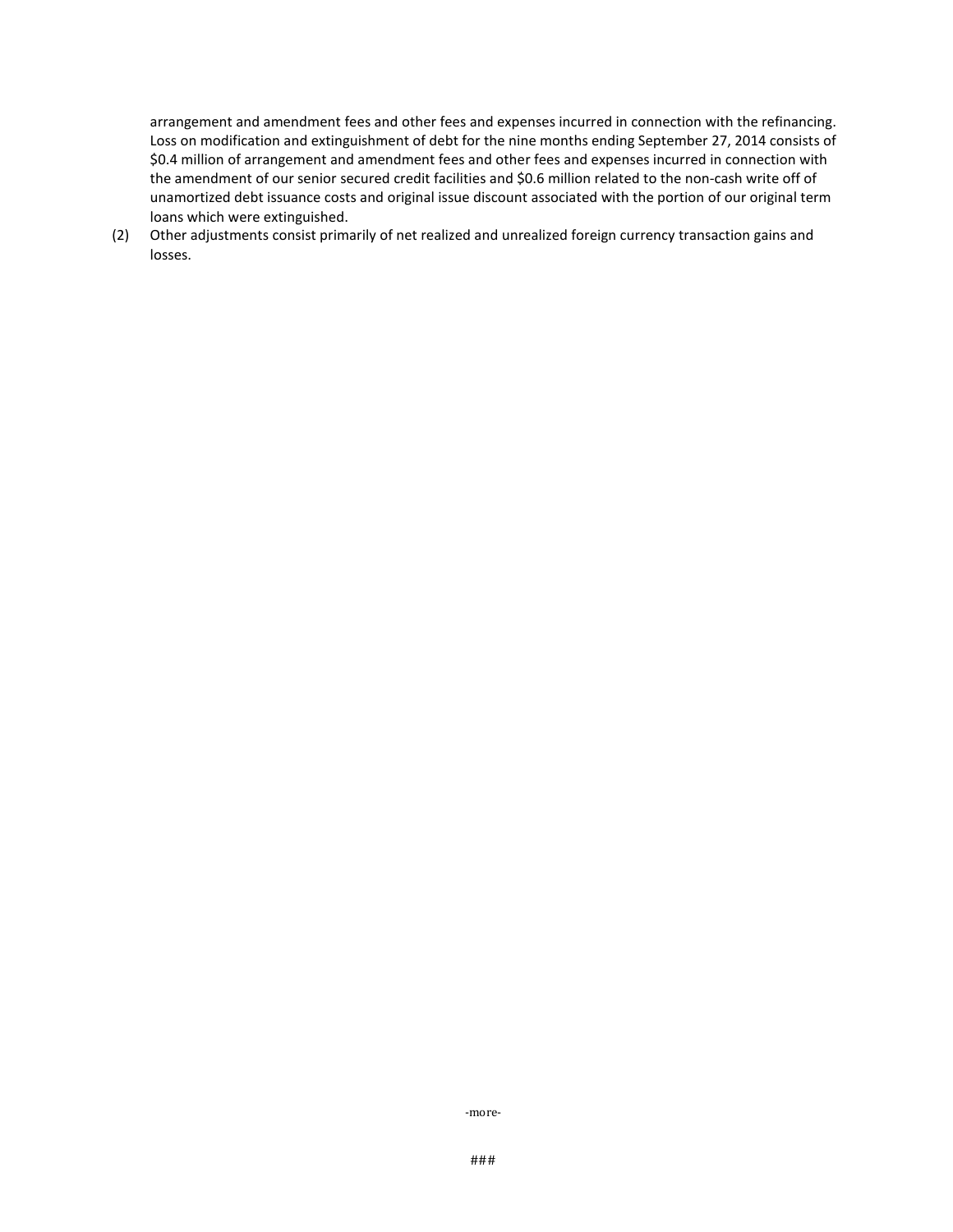arrangement and amendment fees and other fees and expenses incurred in connection with the refinancing. Loss on modification and extinguishment of debt for the nine months ending September 27, 2014 consists of $0.4 million of arrangement and amendment fees and other fees and expenses incurred in connection with the amendment of our senior secured credit facilities and $0.6 million related to the non-cash write off of unamortized debt issuance costs and original issue discount associated with the portion of our original term loans which were extinguished.

(2) Other adjustments consist primarily of net realized and unrealized foreign currency transaction gains and losses.

-more-

###